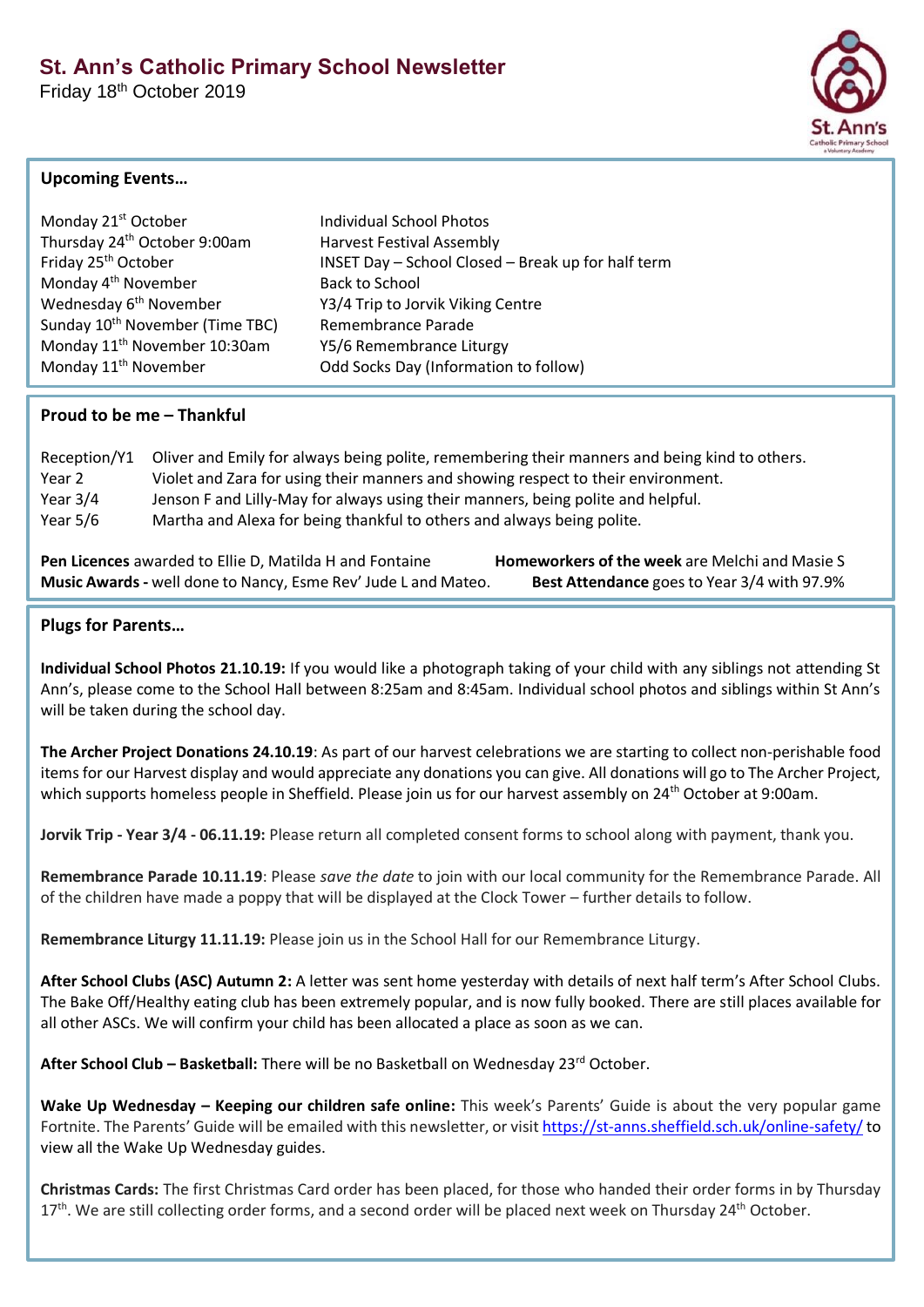# St. Ann's Catholic Primary School Newsletter

Friday 18th October 2019

## Upcoming Events…

| | |
|---|---|
| Monday 21st October | Individual School Photos |
| Thursday 24th October 9:00am | Harvest Festival Assembly |
| Friday 25th October | INSET Day – School Closed – Break up for half term |
| Monday 4th November | Back to School |
| Wednesday 6th November | Y3/4 Trip to Jorvik Viking Centre |
| Sunday 10th November (Time TBC) | Remembrance Parade |
| Monday 11th November 10:30am | Y5/6 Remembrance Liturgy |
| Monday 11th November | Odd Socks Day (Information to follow) |

## Proud to be me – Thankful

| | |
|---|---|
| Reception/Y1 | Oliver and Emily for always being polite, remembering their manners and being kind to others. |
| Year 2 | Violet and Zara for using their manners and showing respect to their environment. |
| Year 3/4 | Jenson F and Lilly-May for always using their manners, being polite and helpful. |
| Year 5/6 | Martha and Alexa for being thankful to others and always being polite. |

**Pen Licences** awarded to Ellie D, Matilda H and Fontaine

**Homeworkers of the week** are Melchi and Masie S

**Music Awards -** well done to Nancy, Esme Rev' Jude L and Mateo.

**Best Attendance** goes to Year 3/4 with 97.9%

## Plugs for Parents…

**Individual School Photos 21.10.19:** If you would like a photograph taking of your child with any siblings not attending St Ann's, please come to the School Hall between 8:25am and 8:45am. Individual school photos and siblings within St Ann's will be taken during the school day.

**The Archer Project Donations 24.10.19**: As part of our harvest celebrations we are starting to collect non-perishable food items for our Harvest display and would appreciate any donations you can give. All donations will go to The Archer Project, which supports homeless people in Sheffield. Please join us for our harvest assembly on 24th October at 9:00am.

**Jorvik Trip - Year 3/4 - 06.11.19:** Please return all completed consent forms to school along with payment, thank you.

**Remembrance Parade 10.11.19**: Please *save the date* to join with our local community for the Remembrance Parade. All of the children have made a poppy that will be displayed at the Clock Tower – further details to follow.

**Remembrance Liturgy 11.11.19:** Please join us in the School Hall for our Remembrance Liturgy.

**After School Clubs (ASC) Autumn 2:** A letter was sent home yesterday with details of next half term's After School Clubs. The Bake Off/Healthy eating club has been extremely popular, and is now fully booked. There are still places available for all other ASCs. We will confirm your child has been allocated a place as soon as we can.

**After School Club – Basketball:** There will be no Basketball on Wednesday 23rd October.

**Wake Up Wednesday – Keeping our children safe online:** This week's Parents' Guide is about the very popular game Fortnite. The Parents' Guide will be emailed with this newsletter, or visit https://st-anns.sheffield.sch.uk/online-safety/ to view all the Wake Up Wednesday guides.

**Christmas Cards:** The first Christmas Card order has been placed, for those who handed their order forms in by Thursday 17th. We are still collecting order forms, and a second order will be placed next week on Thursday 24th October.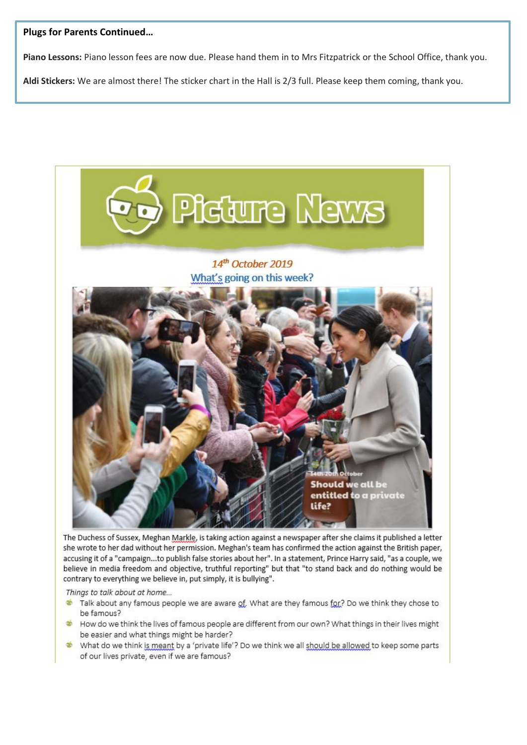**Plugs for Parents Continued…**

**Piano Lessons:** Piano lesson fees are now due. Please hand them in to Mrs Fitzpatrick or the School Office, thank you.

**Aldi Stickers:** We are almost there! The sticker chart in the Hall is 2/3 full. Please keep them coming, thank you.

# Picture News

*14th October 2019*

What's going on this week?

14th-20th October

**Should we all be entitled to a private life?**

The Duchess of Sussex, Meghan Markle, is taking action against a newspaper after she claims it published a letter she wrote to her dad without her permission. Meghan's team has confirmed the action against the British paper, accusing it of a "campaign...to publish false stories about her". In a statement, Prince Harry said, "as a couple, we believe in media freedom and objective, truthful reporting" but that "to stand back and do nothing would be contrary to everything we believe in, put simply, it is bullying".

*Things to talk about at home...*

- Talk about any famous people we are aware of. What are they famous for? Do we think they chose to be famous?
- How do we think the lives of famous people are different from our own? What things in their lives might be easier and what things might be harder?
- What do we think is meant by a 'private life'? Do we think we all should be allowed to keep some parts of our lives private, even if we are famous?